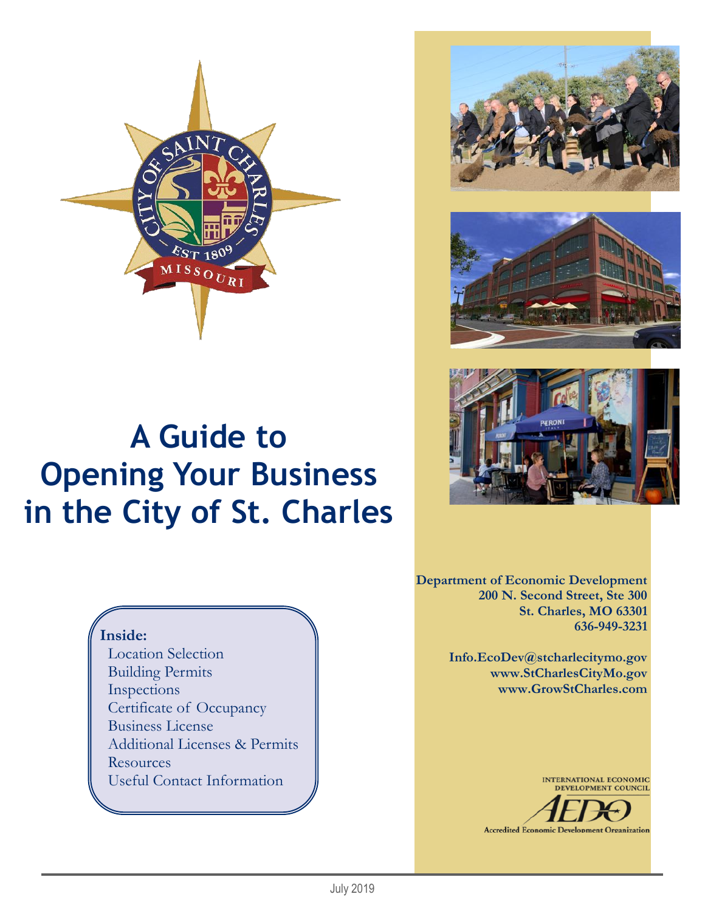# A Guide to Opening Your Business in the City of St. Charles

**Inside:**

- Location Selection
- Building Permits
- Inspections
- Certificate of Occupancy
- Business License
- Additional Licenses & Permits
- Resources
- Useful Contact Information

**Department of Economic Development**
**200 N. Second Street, Ste 300**
**St. Charles, MO 63301**
**636-949-3231**

**Info.EcoDev@stcharlecitymo.gov**
**www.StCharlesCityMo.gov**
**www.GrowStCharles.com**

INTERNATIONAL ECONOMIC DEVELOPMENT COUNCIL
AEDO
Accredited Economic Development Organization

July 2019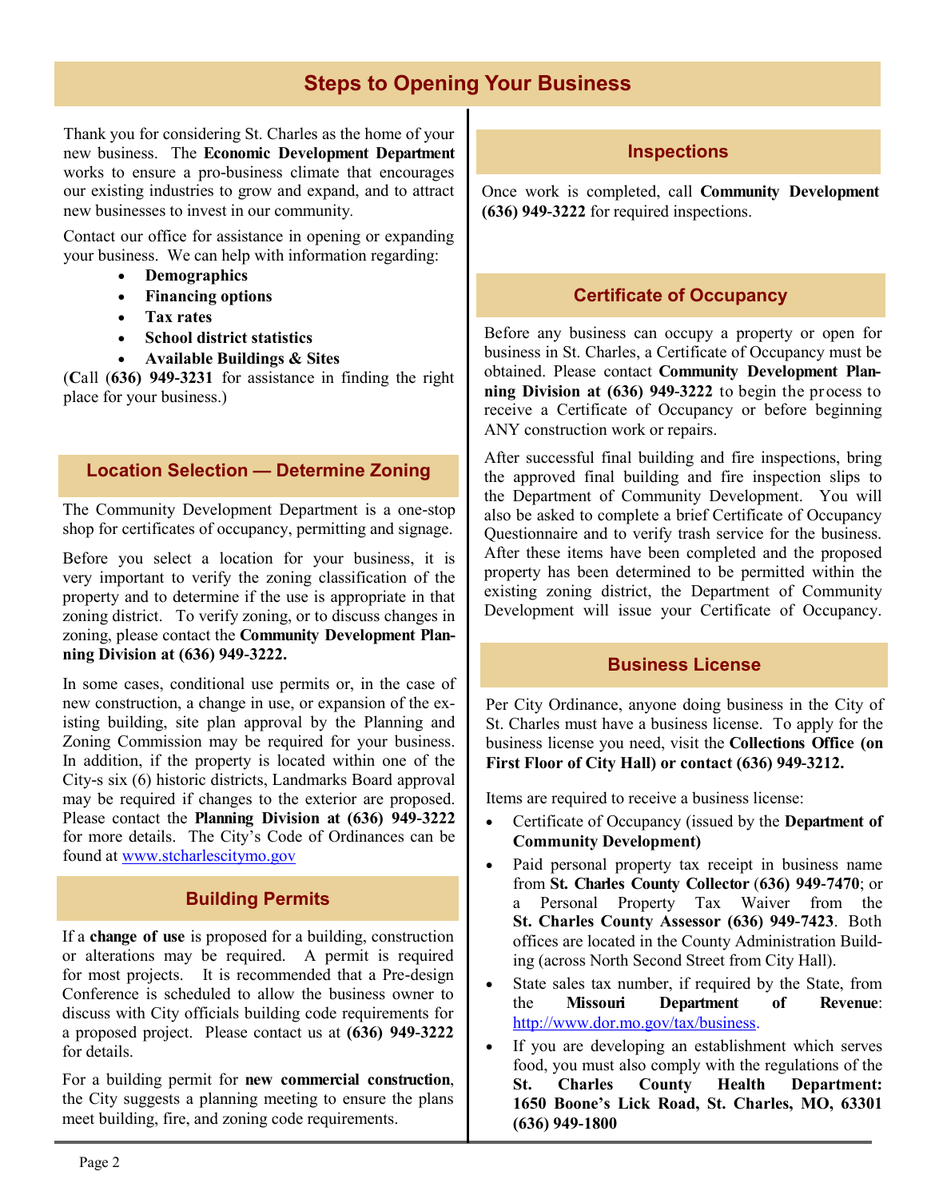# Steps to Opening Your Business

Thank you for considering St. Charles as the home of your new business. The **Economic Development Department** works to ensure a pro-business climate that encourages our existing industries to grow and expand, and to attract new businesses to invest in our community.

Contact our office for assistance in opening or expanding your business. We can help with information regarding:

- **Demographics**
- **Financing options**
- **Tax rates**
- **School district statistics**
- **Available Buildings & Sites**

(**C**all (**636) 949-3231** for assistance in finding the right place for your business.)

## Location Selection — Determine Zoning

The Community Development Department is a one-stop shop for certificates of occupancy, permitting and signage.

Before you select a location for your business, it is very important to verify the zoning classification of the property and to determine if the use is appropriate in that zoning district. To verify zoning, or to discuss changes in zoning, please contact the **Community Development Planning Division at (636) 949-3222.**

In some cases, conditional use permits or, in the case of new construction, a change in use, or expansion of the existing building, site plan approval by the Planning and Zoning Commission may be required for your business. In addition, if the property is located within one of the City-s six (6) historic districts, Landmarks Board approval may be required if changes to the exterior are proposed. Please contact the **Planning Division at (636) 949-3222** for more details. The City's Code of Ordinances can be found at www.stcharlescitymo.gov

## Building Permits

If a **change of use** is proposed for a building, construction or alterations may be required. A permit is required for most projects. It is recommended that a Pre-design Conference is scheduled to allow the business owner to discuss with City officials building code requirements for a proposed project. Please contact us at **(636) 949-3222** for details.

For a building permit for **new commercial construction**, the City suggests a planning meeting to ensure the plans meet building, fire, and zoning code requirements.

## Inspections

Once work is completed, call **Community Development (636) 949-3222** for required inspections.

## Certificate of Occupancy

Before any business can occupy a property or open for business in St. Charles, a Certificate of Occupancy must be obtained. Please contact **Community Development Planning Division at (636) 949-3222** to begin the process to receive a Certificate of Occupancy or before beginning ANY construction work or repairs.

After successful final building and fire inspections, bring the approved final building and fire inspection slips to the Department of Community Development. You will also be asked to complete a brief Certificate of Occupancy Questionnaire and to verify trash service for the business. After these items have been completed and the proposed property has been determined to be permitted within the existing zoning district, the Department of Community Development will issue your Certificate of Occupancy.

## Business License

Per City Ordinance, anyone doing business in the City of St. Charles must have a business license. To apply for the business license you need, visit the **Collections Office (on First Floor of City Hall) or contact (636) 949-3212.**

Items are required to receive a business license:

- Certificate of Occupancy (issued by the **Department of Community Development)**
- Paid personal property tax receipt in business name from **St. Charles County Collector** (**636) 949-7470**; or a Personal Property Tax Waiver from the **St. Charles County Assessor (636) 949-7423**. Both offices are located in the County Administration Building (across North Second Street from City Hall).
- State sales tax number, if required by the State, from the **Missouri Department of Revenue**: http://www.dor.mo.gov/tax/business.
- If you are developing an establishment which serves food, you must also comply with the regulations of the **St. Charles County Health Department: 1650 Boone's Lick Road, St. Charles, MO, 63301 (636) 949-1800**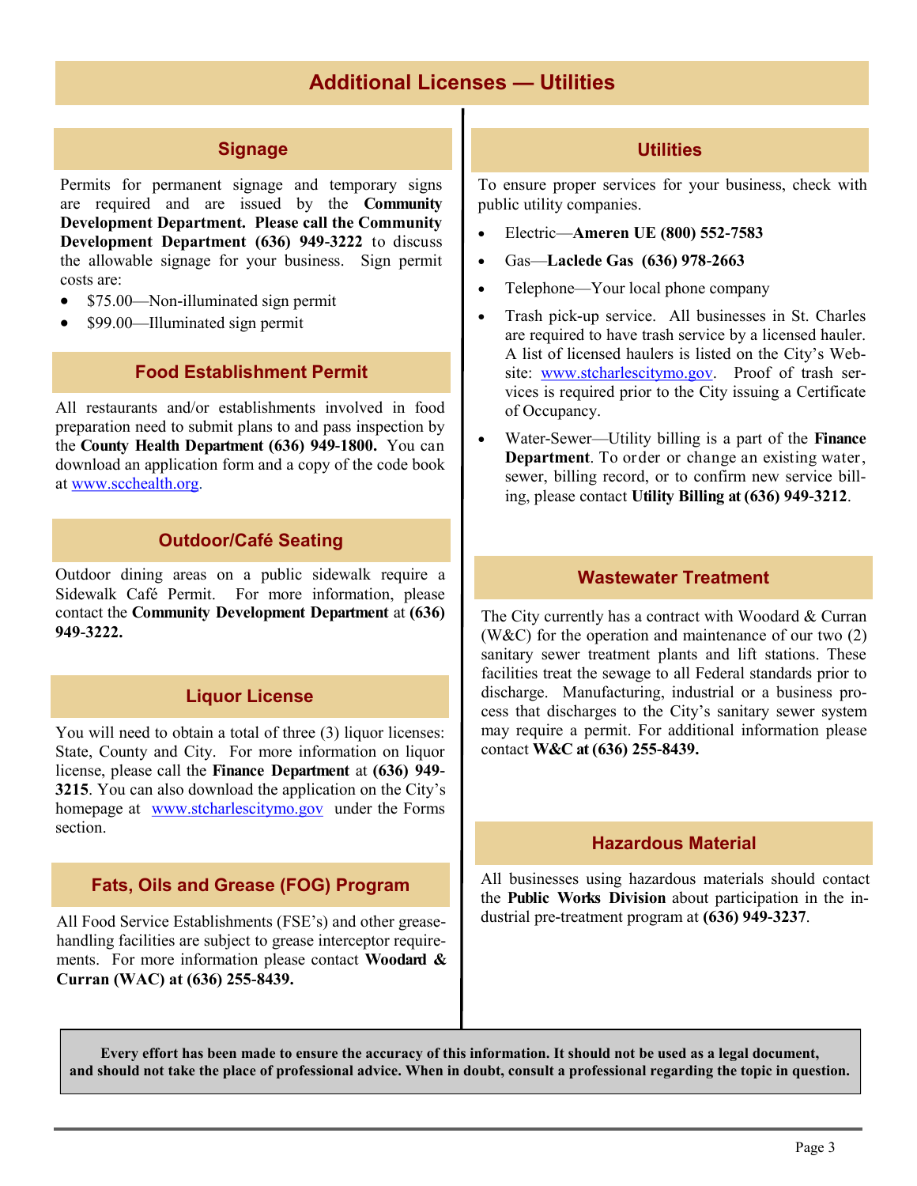# Additional Licenses — Utilities

## Signage

Permits for permanent signage and temporary signs are required and are issued by the **Community Development Department. Please call the Community Development Department (636) 949-3222** to discuss the allowable signage for your business. Sign permit costs are:

- $75.00—Non-illuminated sign permit
- $99.00—Illuminated sign permit

## Food Establishment Permit

All restaurants and/or establishments involved in food preparation need to submit plans to and pass inspection by the **County Health Department (636) 949-1800.** You can download an application form and a copy of the code book at www.scchealth.org.

## Outdoor/Café Seating

Outdoor dining areas on a public sidewalk require a Sidewalk Café Permit. For more information, please contact the **Community Development Department** at **(636) 949-3222.**

## Liquor License

You will need to obtain a total of three (3) liquor licenses: State, County and City. For more information on liquor license, please call the **Finance Department** at **(636) 949-3215**. You can also download the application on the City's homepage at www.stcharlescitymo.gov under the Forms section.

## Fats, Oils and Grease (FOG) Program

All Food Service Establishments (FSE's) and other grease-handling facilities are subject to grease interceptor requirements. For more information please contact **Woodard & Curran (WAC) at (636) 255-8439.**

## Utilities

To ensure proper services for your business, check with public utility companies.

- Electric—**Ameren UE (800) 552-7583**
- Gas—**Laclede Gas (636) 978-2663**
- Telephone—Your local phone company
- Trash pick-up service. All businesses in St. Charles are required to have trash service by a licensed hauler. A list of licensed haulers is listed on the City's Website: www.stcharlescitymo.gov. Proof of trash services is required prior to the City issuing a Certificate of Occupancy.
- Water-Sewer—Utility billing is a part of the **Finance Department**. To order or change an existing water, sewer, billing record, or to confirm new service billing, please contact **Utility Billing at (636) 949-3212**.

## Wastewater Treatment

The City currently has a contract with Woodard & Curran (W&C) for the operation and maintenance of our two (2) sanitary sewer treatment plants and lift stations. These facilities treat the sewage to all Federal standards prior to discharge. Manufacturing, industrial or a business process that discharges to the City's sanitary sewer system may require a permit. For additional information please contact **W&C at (636) 255-8439.**

## Hazardous Material

All businesses using hazardous materials should contact the **Public Works Division** about participation in the industrial pre-treatment program at **(636) 949-3237**.

**Every effort has been made to ensure the accuracy of this information. It should not be used as a legal document, and should not take the place of professional advice. When in doubt, consult a professional regarding the topic in question.**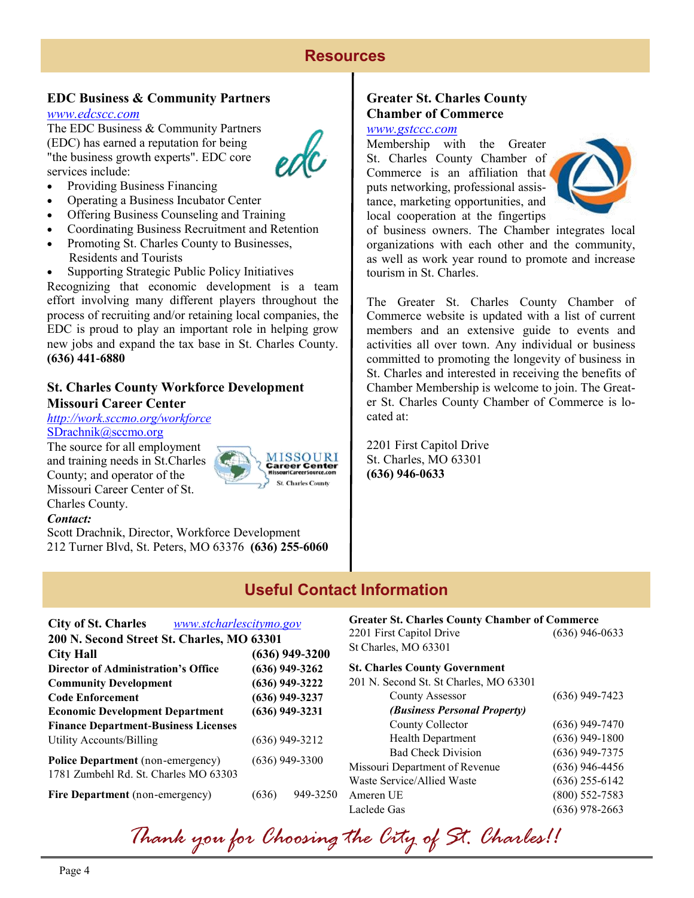## Resources

### EDC Business & Community Partners

www.edcscc.com

The EDC Business & Community Partners (EDC) has earned a reputation for being "the business growth experts". EDC core services include:

- Providing Business Financing
- Operating a Business Incubator Center
- Offering Business Counseling and Training
- Coordinating Business Recruitment and Retention
- Promoting St. Charles County to Businesses, Residents and Tourists
- Supporting Strategic Public Policy Initiatives

Recognizing that economic development is a team effort involving many different players throughout the process of recruiting and/or retaining local companies, the EDC is proud to play an important role in helping grow new jobs and expand the tax base in St. Charles County. **(636) 441-6880**

### St. Charles County Workforce Development Missouri Career Center

http://work.sccmo.org/workforce

SDrachnik@sccmo.org

The source for all employment and training needs in St.Charles County; and operator of the Missouri Career Center of St. Charles County.

***Contact:***

Scott Drachnik, Director, Workforce Development
212 Turner Blvd, St. Peters, MO 63376 **(636) 255-6060**

### Greater St. Charles County Chamber of Commerce

www.gstccc.com

Membership with the Greater St. Charles County Chamber of Commerce is an affiliation that puts networking, professional assistance, marketing opportunities, and local cooperation at the fingertips of business owners. The Chamber integrates local organizations with each other and the community, as well as work year round to promote and increase tourism in St. Charles.

The Greater St. Charles County Chamber of Commerce website is updated with a list of current members and an extensive guide to events and activities all over town. Any individual or business committed to promoting the longevity of business in St. Charles and interested in receiving the benefits of Chamber Membership is welcome to join. The Greater St. Charles County Chamber of Commerce is located at:

2201 First Capitol Drive
St. Charles, MO 63301
**(636) 946-0633**

## Useful Contact Information

**City of St. Charles** www.stcharlescitymo.gov
**200 N. Second Street St. Charles, MO 63301**

| | |
|---|---|
| **City Hall** | **(636) 949-3200** |
| **Director of Administration's Office** | **(636) 949-3262** |
| **Community Development** | **(636) 949-3222** |
| **Code Enforcement** | **(636) 949-3237** |
| **Economic Development Department** | **(636) 949-3231** |
| **Finance Department-Business Licenses** | |
| Utility Accounts/Billing | (636) 949-3212 |
| **Police Department** (non-emergency) 1781 Zumbehl Rd. St. Charles MO 63303 | (636) 949-3300 |
| **Fire Department** (non-emergency) | (636) 949-3250 |

**Greater St. Charles County Chamber of Commerce**

| | |
|---|---|
| 2201 First Capitol Drive St Charles, MO 63301 | (636) 946-0633 |

**St. Charles County Government**
201 N. Second St. St Charles, MO 63301

| | |
|---|---|
| County Assessor | (636) 949-7423 |
| ***(Business Personal Property)*** | |
| County Collector | (636) 949-7470 |
| Health Department | (636) 949-1800 |
| Bad Check Division | (636) 949-7375 |
| Missouri Department of Revenue | (636) 946-4456 |
| Waste Service/Allied Waste | (636) 255-6142 |
| Ameren UE | (800) 552-7583 |
| Laclede Gas | (636) 978-2663 |

*Thank you for Choosing the City of St. Charles!!*